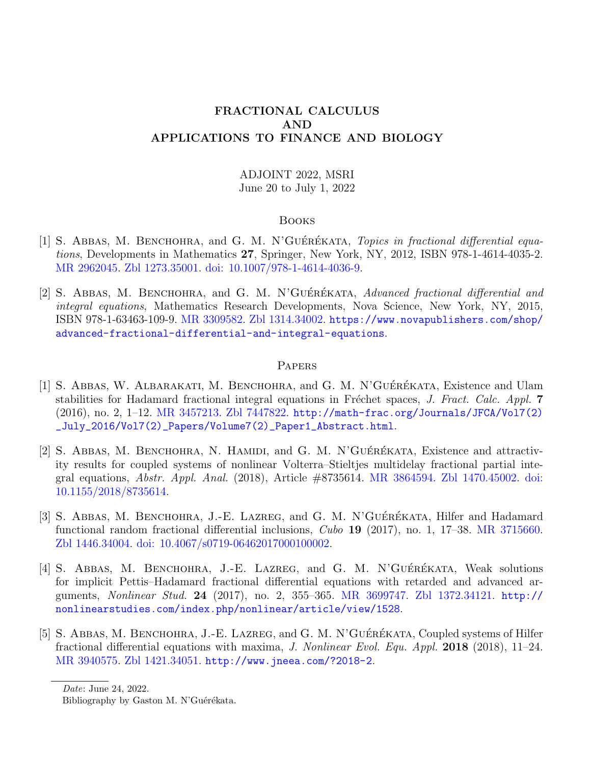# FRACTIONAL CALCULUS AND APPLICATIONS TO FINANCE AND BIOLOGY

ADJOINT 2022, MSRI
June 20 to July 1, 2022

## Books

[1] S. Abbas, M. Benchohra, and G. M. N'Guérékata, *Topics in fractional differential equations*, Developments in Mathematics **27**, Springer, New York, NY, 2012, ISBN 978-1-4614-4035-2. MR 2962045. Zbl 1273.35001. doi: 10.1007/978-1-4614-4036-9.

[2] S. Abbas, M. Benchohra, and G. M. N'Guérékata, *Advanced fractional differential and integral equations*, Mathematics Research Developments, Nova Science, New York, NY, 2015, ISBN 978-1-63463-109-9. MR 3309582. Zbl 1314.34002. https://www.novapublishers.com/shop/advanced-fractional-differential-and-integral-equations.

## Papers

[1] S. Abbas, W. Albarakati, M. Benchohra, and G. M. N'Guérékata, Existence and Ulam stabilities for Hadamard fractional integral equations in Fréchet spaces, *J. Fract. Calc. Appl.* **7** (2016), no. 2, 1–12. MR 3457213. Zbl 7447822. http://math-frac.org/Journals/JFCA/Vol7(2)_July_2016/Vol7(2)_Papers/Volume7(2)_Paper1_Abstract.html.

[2] S. Abbas, M. Benchohra, N. Hamidi, and G. M. N'Guérékata, Existence and attractivity results for coupled systems of nonlinear Volterra–Stieltjes multidelay fractional partial integral equations, *Abstr. Appl. Anal.* (2018), Article #8735614. MR 3864594. Zbl 1470.45002. doi: 10.1155/2018/8735614.

[3] S. Abbas, M. Benchohra, J.-E. Lazreg, and G. M. N'Guérékata, Hilfer and Hadamard functional random fractional differential inclusions, *Cubo* **19** (2017), no. 1, 17–38. MR 3715660. Zbl 1446.34004. doi: 10.4067/s0719-06462017000100002.

[4] S. Abbas, M. Benchohra, J.-E. Lazreg, and G. M. N'Guérékata, Weak solutions for implicit Pettis–Hadamard fractional differential equations with retarded and advanced arguments, *Nonlinear Stud.* **24** (2017), no. 2, 355–365. MR 3699747. Zbl 1372.34121. http://nonlinearstudies.com/index.php/nonlinear/article/view/1528.

[5] S. Abbas, M. Benchohra, J.-E. Lazreg, and G. M. N'Guérékata, Coupled systems of Hilfer fractional differential equations with maxima, *J. Nonlinear Evol. Equ. Appl.* **2018** (2018), 11–24. MR 3940575. Zbl 1421.34051. http://www.jneea.com/?2018-2.

*Date*: June 24, 2022.
Bibliography by Gaston M. N'Guérékata.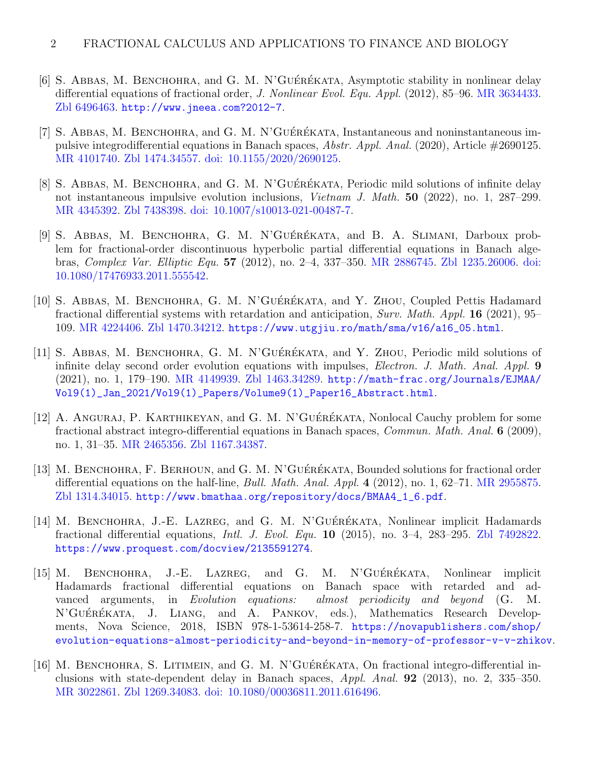[6] S. Abbas, M. Benchohra, and G. M. N'Guérékata, Asymptotic stability in nonlinear delay differential equations of fractional order, *J. Nonlinear Evol. Equ. Appl.* (2012), 85–96. MR 3634433. Zbl 6496463. http://www.jneea.com?2012-7.

[7] S. Abbas, M. Benchohra, and G. M. N'Guérékata, Instantaneous and noninstantaneous impulsive integrodifferential equations in Banach spaces, *Abstr. Appl. Anal.* (2020), Article #2690125. MR 4101740. Zbl 1474.34557. doi: 10.1155/2020/2690125.

[8] S. Abbas, M. Benchohra, and G. M. N'Guérékata, Periodic mild solutions of infinite delay not instantaneous impulsive evolution inclusions, *Vietnam J. Math.* **50** (2022), no. 1, 287–299. MR 4345392. Zbl 7438398. doi: 10.1007/s10013-021-00487-7.

[9] S. Abbas, M. Benchohra, G. M. N'Guérékata, and B. A. Slimani, Darboux problem for fractional-order discontinuous hyperbolic partial differential equations in Banach algebras, *Complex Var. Elliptic Equ.* **57** (2012), no. 2–4, 337–350. MR 2886745. Zbl 1235.26006. doi: 10.1080/17476933.2011.555542.

[10] S. Abbas, M. Benchohra, G. M. N'Guérékata, and Y. Zhou, Coupled Pettis Hadamard fractional differential systems with retardation and anticipation, *Surv. Math. Appl.* **16** (2021), 95–109. MR 4224406. Zbl 1470.34212. https://www.utgjiu.ro/math/sma/v16/a16_05.html.

[11] S. Abbas, M. Benchohra, G. M. N'Guérékata, and Y. Zhou, Periodic mild solutions of infinite delay second order evolution equations with impulses, *Electron. J. Math. Anal. Appl.* **9** (2021), no. 1, 179–190. MR 4149939. Zbl 1463.34289. http://math-frac.org/Journals/EJMAA/Vol9(1)_Jan_2021/Vol9(1)_Papers/Volume9(1)_Paper16_Abstract.html.

[12] A. Anguraj, P. Karthikeyan, and G. M. N'Guérékata, Nonlocal Cauchy problem for some fractional abstract integro-differential equations in Banach spaces, *Commun. Math. Anal.* **6** (2009), no. 1, 31–35. MR 2465356. Zbl 1167.34387.

[13] M. Benchohra, F. Berhoun, and G. M. N'Guérékata, Bounded solutions for fractional order differential equations on the half-line, *Bull. Math. Anal. Appl.* **4** (2012), no. 1, 62–71. MR 2955875. Zbl 1314.34015. http://www.bmathaa.org/repository/docs/BMAA4_1_6.pdf.

[14] M. Benchohra, J.-E. Lazreg, and G. M. N'Guérékata, Nonlinear implicit Hadamards fractional differential equations, *Intl. J. Evol. Equ.* **10** (2015), no. 3–4, 283–295. Zbl 7492822. https://www.proquest.com/docview/2135591274.

[15] M. Benchohra, J.-E. Lazreg, and G. M. N'Guérékata, Nonlinear implicit Hadamards fractional differential equations on Banach space with retarded and advanced arguments, in *Evolution equations: almost periodicity and beyond* (G. M. N'Guérékata, J. Liang, and A. Pankov, eds.), Mathematics Research Developments, Nova Science, 2018, ISBN 978-1-53614-258-7. https://novapublishers.com/shop/evolution-equations-almost-periodicity-and-beyond-in-memory-of-professor-v-v-zhikov.

[16] M. Benchohra, S. Litimein, and G. M. N'Guérékata, On fractional integro-differential inclusions with state-dependent delay in Banach spaces, *Appl. Anal.* **92** (2013), no. 2, 335–350. MR 3022861. Zbl 1269.34083. doi: 10.1080/00036811.2011.616496.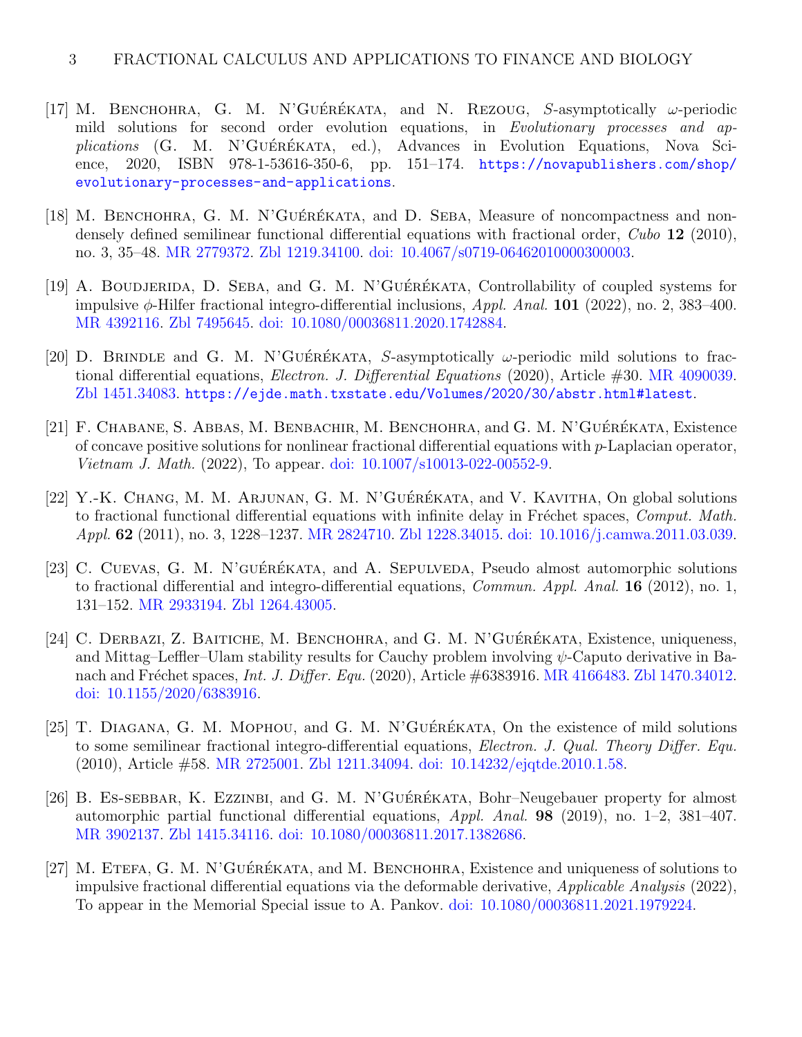[17] M. Benchohra, G. M. N'Guérékata, and N. Rezoug, $S$-asymptotically $\omega$-periodic mild solutions for second order evolution equations, in *Evolutionary processes and applications* (G. M. N'Guérékata, ed.), Advances in Evolution Equations, Nova Science, 2020, ISBN 978-1-53616-350-6, pp. 151–174. https://novapublishers.com/shop/evolutionary-processes-and-applications.

[18] M. Benchohra, G. M. N'Guérékata, and D. Seba, Measure of noncompactness and nondensely defined semilinear functional differential equations with fractional order, *Cubo* **12** (2010), no. 3, 35–48. MR 2779372. Zbl 1219.34100. doi: 10.4067/s0719-06462010000300003.

[19] A. Boudjerida, D. Seba, and G. M. N'Guérékata, Controllability of coupled systems for impulsive $\phi$-Hilfer fractional integro-differential inclusions, *Appl. Anal.* **101** (2022), no. 2, 383–400. MR 4392116. Zbl 7495645. doi: 10.1080/00036811.2020.1742884.

[20] D. Brindle and G. M. N'Guérékata, $S$-asymptotically $\omega$-periodic mild solutions to fractional differential equations, *Electron. J. Differential Equations* (2020), Article #30. MR 4090039. Zbl 1451.34083. https://ejde.math.txstate.edu/Volumes/2020/30/abstr.html#latest.

[21] F. Chabane, S. Abbas, M. Benbachir, M. Benchohra, and G. M. N'Guérékata, Existence of concave positive solutions for nonlinear fractional differential equations with $p$-Laplacian operator, *Vietnam J. Math.* (2022), To appear. doi: 10.1007/s10013-022-00552-9.

[22] Y.-K. Chang, M. M. Arjunan, G. M. N'Guérékata, and V. Kavitha, On global solutions to fractional functional differential equations with infinite delay in Fréchet spaces, *Comput. Math. Appl.* **62** (2011), no. 3, 1228–1237. MR 2824710. Zbl 1228.34015. doi: 10.1016/j.camwa.2011.03.039.

[23] C. Cuevas, G. M. N'guérékata, and A. Sepulveda, Pseudo almost automorphic solutions to fractional differential and integro-differential equations, *Commun. Appl. Anal.* **16** (2012), no. 1, 131–152. MR 2933194. Zbl 1264.43005.

[24] C. Derbazi, Z. Baitiche, M. Benchohra, and G. M. N'Guérékata, Existence, uniqueness, and Mittag–Leffler–Ulam stability results for Cauchy problem involving $\psi$-Caputo derivative in Banach and Fréchet spaces, *Int. J. Differ. Equ.* (2020), Article #6383916. MR 4166483. Zbl 1470.34012. doi: 10.1155/2020/6383916.

[25] T. Diagana, G. M. Mophou, and G. M. N'Guérékata, On the existence of mild solutions to some semilinear fractional integro-differential equations, *Electron. J. Qual. Theory Differ. Equ.* (2010), Article #58. MR 2725001. Zbl 1211.34094. doi: 10.14232/ejqtde.2010.1.58.

[26] B. Es-sebbar, K. Ezzinbi, and G. M. N'Guérékata, Bohr–Neugebauer property for almost automorphic partial functional differential equations, *Appl. Anal.* **98** (2019), no. 1–2, 381–407. MR 3902137. Zbl 1415.34116. doi: 10.1080/00036811.2017.1382686.

[27] M. Etefa, G. M. N'Guérékata, and M. Benchohra, Existence and uniqueness of solutions to impulsive fractional differential equations via the deformable derivative, *Applicable Analysis* (2022), To appear in the Memorial Special issue to A. Pankov. doi: 10.1080/00036811.2021.1979224.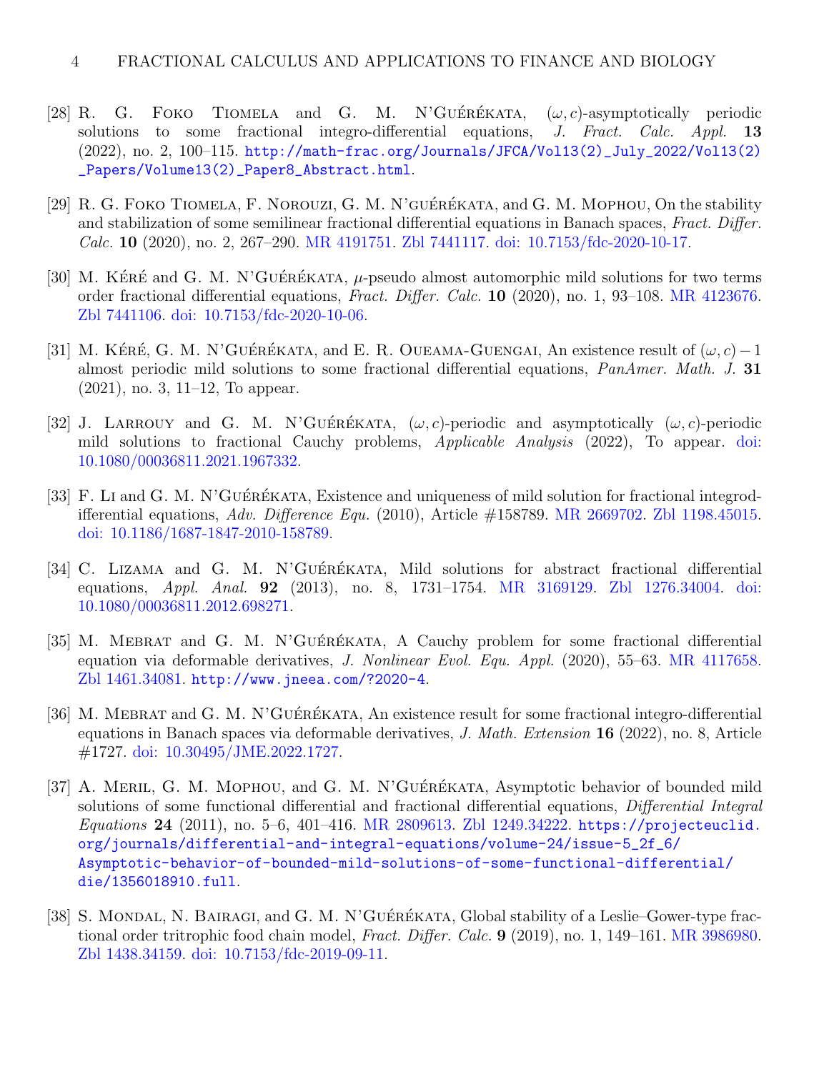[28] R. G. Foko Tiomela and G. M. N'Guérékata, $(\omega, c)$-asymptotically periodic solutions to some fractional integro-differential equations, *J. Fract. Calc. Appl.* **13** (2022), no. 2, 100–115. http://math-frac.org/Journals/JFCA/Vol13(2)_July_2022/Vol13(2)_Papers/Volume13(2)_Paper8_Abstract.html.

[29] R. G. Foko Tiomela, F. Norouzi, G. M. N'guérékata, and G. M. Mophou, On the stability and stabilization of some semilinear fractional differential equations in Banach spaces, *Fract. Differ. Calc.* **10** (2020), no. 2, 267–290. MR 4191751. Zbl 7441117. doi: 10.7153/fdc-2020-10-17.

[30] M. Kéré and G. M. N'Guérékata, $\mu$-pseudo almost automorphic mild solutions for two terms order fractional differential equations, *Fract. Differ. Calc.* **10** (2020), no. 1, 93–108. MR 4123676. Zbl 7441106. doi: 10.7153/fdc-2020-10-06.

[31] M. Kéré, G. M. N'Guérékata, and E. R. Oueama-Guengai, An existence result of $(\omega, c) - 1$ almost periodic mild solutions to some fractional differential equations, *PanAmer. Math. J.* **31** (2021), no. 3, 11–12, To appear.

[32] J. Larrouy and G. M. N'Guérékata, $(\omega, c)$-periodic and asymptotically $(\omega, c)$-periodic mild solutions to fractional Cauchy problems, *Applicable Analysis* (2022), To appear. doi: 10.1080/00036811.2021.1967332.

[33] F. Li and G. M. N'Guérékata, Existence and uniqueness of mild solution for fractional integrodifferential equations, *Adv. Difference Equ.* (2010), Article #158789. MR 2669702. Zbl 1198.45015. doi: 10.1186/1687-1847-2010-158789.

[34] C. Lizama and G. M. N'Guérékata, Mild solutions for abstract fractional differential equations, *Appl. Anal.* **92** (2013), no. 8, 1731–1754. MR 3169129. Zbl 1276.34004. doi: 10.1080/00036811.2012.698271.

[35] M. Mebrat and G. M. N'Guérékata, A Cauchy problem for some fractional differential equation via deformable derivatives, *J. Nonlinear Evol. Equ. Appl.* (2020), 55–63. MR 4117658. Zbl 1461.34081. http://www.jneea.com/?2020-4.

[36] M. Mebrat and G. M. N'Guérékata, An existence result for some fractional integro-differential equations in Banach spaces via deformable derivatives, *J. Math. Extension* **16** (2022), no. 8, Article #1727. doi: 10.30495/JME.2022.1727.

[37] A. Meril, G. M. Mophou, and G. M. N'Guérékata, Asymptotic behavior of bounded mild solutions of some functional differential and fractional differential equations, *Differential Integral Equations* **24** (2011), no. 5–6, 401–416. MR 2809613. Zbl 1249.34222. https://projecteuclid.org/journals/differential-and-integral-equations/volume-24/issue-5_2f_6/Asymptotic-behavior-of-bounded-mild-solutions-of-some-functional-differential/die/1356018910.full.

[38] S. Mondal, N. Bairagi, and G. M. N'Guérékata, Global stability of a Leslie–Gower-type fractional order tritrophic food chain model, *Fract. Differ. Calc.* **9** (2019), no. 1, 149–161. MR 3986980. Zbl 1438.34159. doi: 10.7153/fdc-2019-09-11.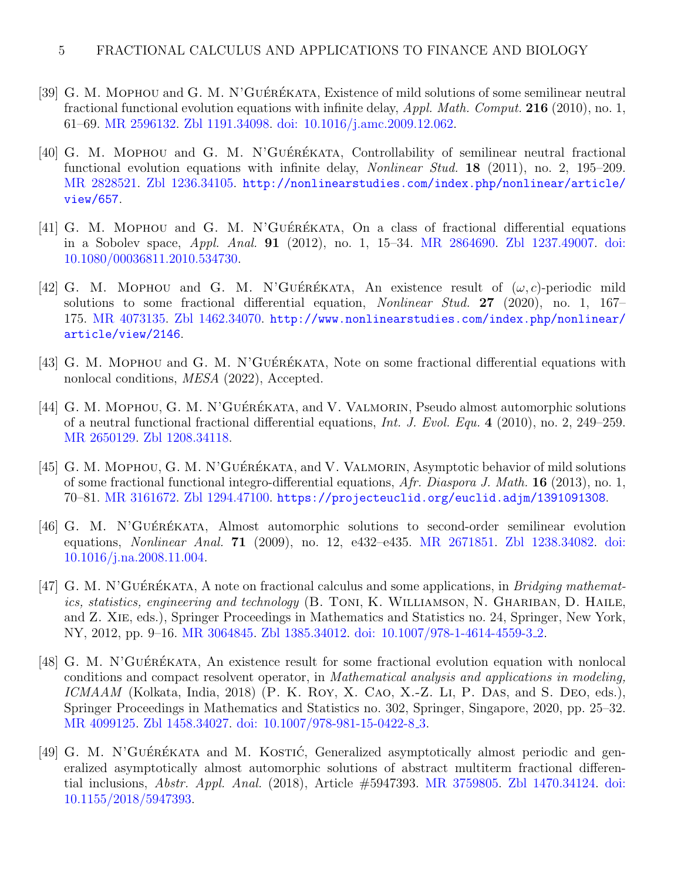[39] G. M. Mophou and G. M. N'Guérékata, Existence of mild solutions of some semilinear neutral fractional functional evolution equations with infinite delay, *Appl. Math. Comput.* **216** (2010), no. 1, 61–69. MR 2596132. Zbl 1191.34098. doi: 10.1016/j.amc.2009.12.062.

[40] G. M. Mophou and G. M. N'Guérékata, Controllability of semilinear neutral fractional functional evolution equations with infinite delay, *Nonlinear Stud.* **18** (2011), no. 2, 195–209. MR 2828521. Zbl 1236.34105. http://nonlinearstudies.com/index.php/nonlinear/article/view/657.

[41] G. M. Mophou and G. M. N'Guérékata, On a class of fractional differential equations in a Sobolev space, *Appl. Anal.* **91** (2012), no. 1, 15–34. MR 2864690. Zbl 1237.49007. doi: 10.1080/00036811.2010.534730.

[42] G. M. Mophou and G. M. N'Guérékata, An existence result of $(\omega, c)$-periodic mild solutions to some fractional differential equation, *Nonlinear Stud.* **27** (2020), no. 1, 167–175. MR 4073135. Zbl 1462.34070. http://www.nonlinearstudies.com/index.php/nonlinear/article/view/2146.

[43] G. M. Mophou and G. M. N'Guérékata, Note on some fractional differential equations with nonlocal conditions, *MESA* (2022), Accepted.

[44] G. M. Mophou, G. M. N'Guérékata, and V. Valmorin, Pseudo almost automorphic solutions of a neutral functional fractional differential equations, *Int. J. Evol. Equ.* **4** (2010), no. 2, 249–259. MR 2650129. Zbl 1208.34118.

[45] G. M. Mophou, G. M. N'Guérékata, and V. Valmorin, Asymptotic behavior of mild solutions of some fractional functional integro-differential equations, *Afr. Diaspora J. Math.* **16** (2013), no. 1, 70–81. MR 3161672. Zbl 1294.47100. https://projecteuclid.org/euclid.adjm/1391091308.

[46] G. M. N'Guérékata, Almost automorphic solutions to second-order semilinear evolution equations, *Nonlinear Anal.* **71** (2009), no. 12, e432–e435. MR 2671851. Zbl 1238.34082. doi: 10.1016/j.na.2008.11.004.

[47] G. M. N'Guérékata, A note on fractional calculus and some applications, in *Bridging mathematics, statistics, engineering and technology* (B. Toni, K. Williamson, N. Ghariban, D. Haile, and Z. Xie, eds.), Springer Proceedings in Mathematics and Statistics no. 24, Springer, New York, NY, 2012, pp. 9–16. MR 3064845. Zbl 1385.34012. doi: 10.1007/978-1-4614-4559-3_2.

[48] G. M. N'Guérékata, An existence result for some fractional evolution equation with nonlocal conditions and compact resolvent operator, in *Mathematical analysis and applications in modeling, ICMAAM* (Kolkata, India, 2018) (P. K. Roy, X. Cao, X.-Z. Li, P. Das, and S. Deo, eds.), Springer Proceedings in Mathematics and Statistics no. 302, Springer, Singapore, 2020, pp. 25–32. MR 4099125. Zbl 1458.34027. doi: 10.1007/978-981-15-0422-8_3.

[49] G. M. N'Guérékata and M. Kostić, Generalized asymptotically almost periodic and generalized asymptotically almost automorphic solutions of abstract multiterm fractional differential inclusions, *Abstr. Appl. Anal.* (2018), Article #5947393. MR 3759805. Zbl 1470.34124. doi: 10.1155/2018/5947393.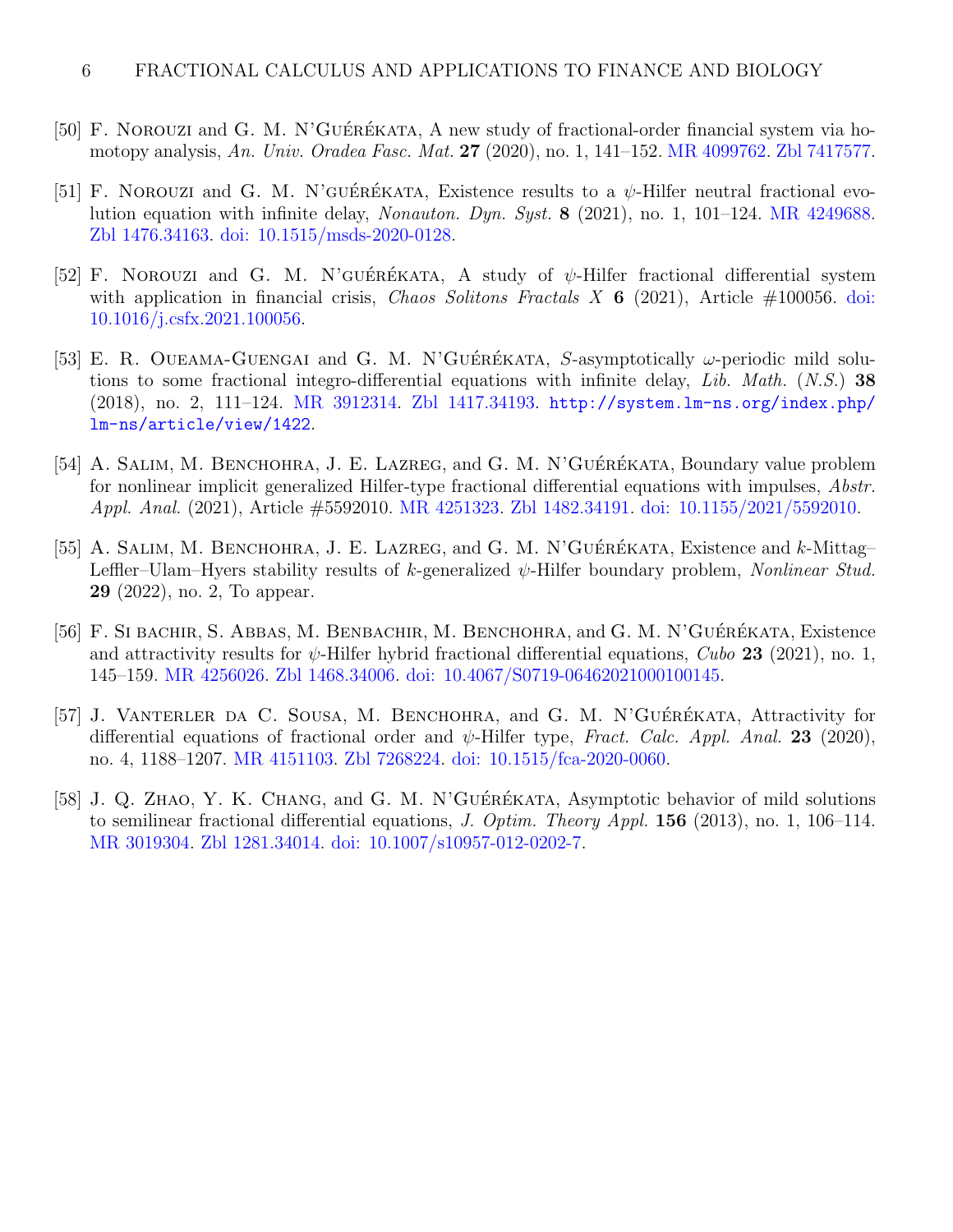[50] F. Norouzi and G. M. N'Guérékata, A new study of fractional-order financial system via homotopy analysis, *An. Univ. Oradea Fasc. Mat.* **27** (2020), no. 1, 141–152. MR 4099762. Zbl 7417577.

[51] F. Norouzi and G. M. N'guérékata, Existence results to a $\psi$-Hilfer neutral fractional evolution equation with infinite delay, *Nonauton. Dyn. Syst.* **8** (2021), no. 1, 101–124. MR 4249688. Zbl 1476.34163. doi: 10.1515/msds-2020-0128.

[52] F. Norouzi and G. M. N'guérékata, A study of $\psi$-Hilfer fractional differential system with application in financial crisis, *Chaos Solitons Fractals X* **6** (2021), Article #100056. doi: 10.1016/j.csfx.2021.100056.

[53] E. R. Oueama-Guengai and G. M. N'Guérékata, $S$-asymptotically $\omega$-periodic mild solutions to some fractional integro-differential equations with infinite delay, *Lib. Math. (N.S.)* **38** (2018), no. 2, 111–124. MR 3912314. Zbl 1417.34193. http://system.lm-ns.org/index.php/lm-ns/article/view/1422.

[54] A. Salim, M. Benchohra, J. E. Lazreg, and G. M. N'Guérékata, Boundary value problem for nonlinear implicit generalized Hilfer-type fractional differential equations with impulses, *Abstr. Appl. Anal.* (2021), Article #5592010. MR 4251323. Zbl 1482.34191. doi: 10.1155/2021/5592010.

[55] A. Salim, M. Benchohra, J. E. Lazreg, and G. M. N'Guérékata, Existence and $k$-Mittag–Leffler–Ulam–Hyers stability results of $k$-generalized $\psi$-Hilfer boundary problem, *Nonlinear Stud.* **29** (2022), no. 2, To appear.

[56] F. Si bachir, S. Abbas, M. Benbachir, M. Benchohra, and G. M. N'Guérékata, Existence and attractivity results for $\psi$-Hilfer hybrid fractional differential equations, *Cubo* **23** (2021), no. 1, 145–159. MR 4256026. Zbl 1468.34006. doi: 10.4067/S0719-06462021000100145.

[57] J. Vanterler da C. Sousa, M. Benchohra, and G. M. N'Guérékata, Attractivity for differential equations of fractional order and $\psi$-Hilfer type, *Fract. Calc. Appl. Anal.* **23** (2020), no. 4, 1188–1207. MR 4151103. Zbl 7268224. doi: 10.1515/fca-2020-0060.

[58] J. Q. Zhao, Y. K. Chang, and G. M. N'Guérékata, Asymptotic behavior of mild solutions to semilinear fractional differential equations, *J. Optim. Theory Appl.* **156** (2013), no. 1, 106–114. MR 3019304. Zbl 1281.34014. doi: 10.1007/s10957-012-0202-7.